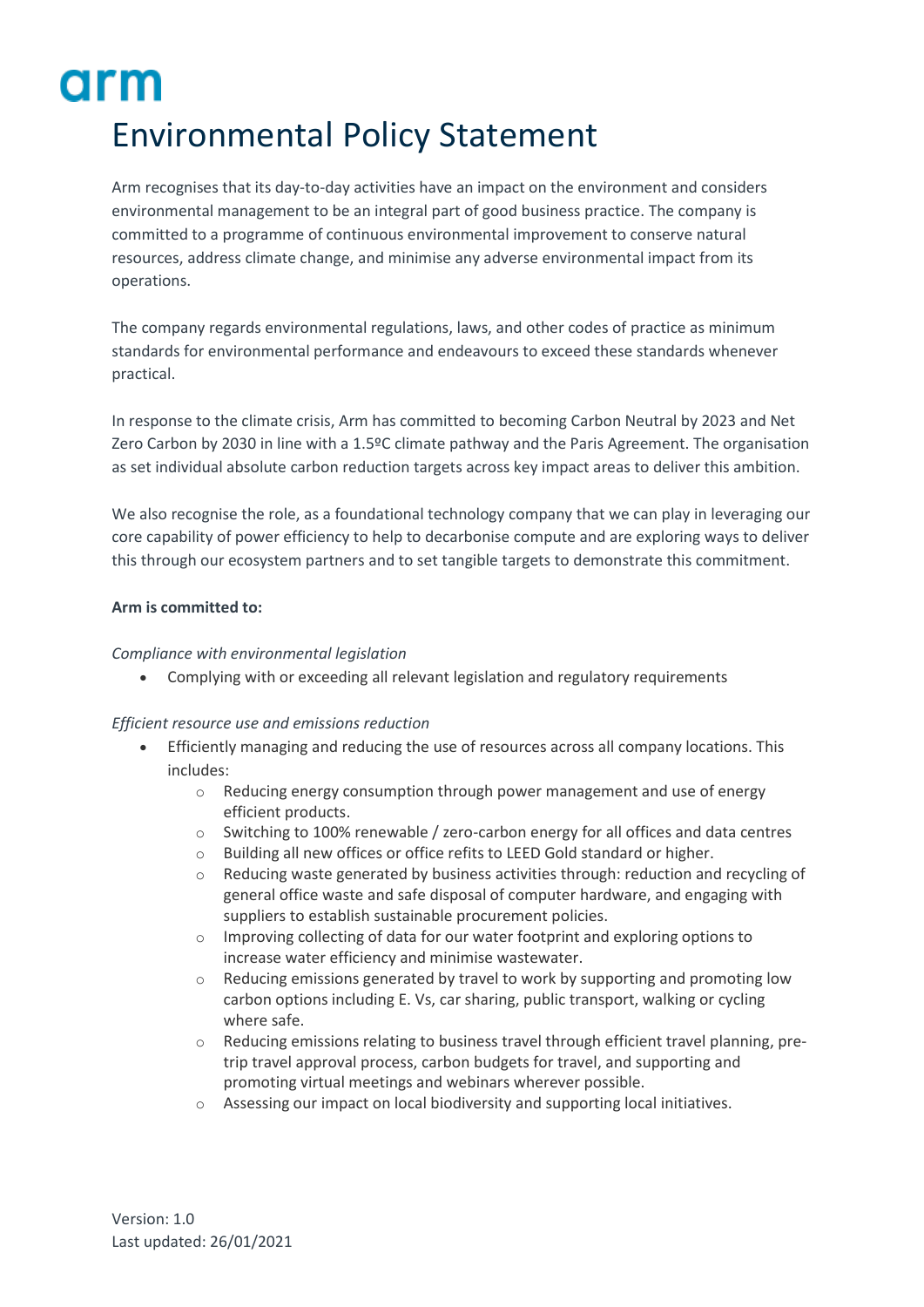arm

# Environmental Policy Statement

Arm recognises that its day-to-day activities have an impact on the environment and considers environmental management to be an integral part of good business practice. The company is committed to a programme of continuous environmental improvement to conserve natural resources, address climate change, and minimise any adverse environmental impact from its operations.

The company regards environmental regulations, laws, and other codes of practice as minimum standards for environmental performance and endeavours to exceed these standards whenever practical.

In response to the climate crisis, Arm has committed to becoming Carbon Neutral by 2023 and Net Zero Carbon by 2030 in line with a 1.5ºC climate pathway and the Paris Agreement. The organisation as set individual absolute carbon reduction targets across key impact areas to deliver this ambition.

We also recognise the role, as a foundational technology company that we can play in leveraging our core capability of power efficiency to help to decarbonise compute and are exploring ways to deliver this through our ecosystem partners and to set tangible targets to demonstrate this commitment.

**Arm is committed to:**

*Compliance with environmental legislation*

- Complying with or exceeding all relevant legislation and regulatory requirements

*Efficient resource use and emissions reduction*

- Efficiently managing and reducing the use of resources across all company locations. This includes:
  - Reducing energy consumption through power management and use of energy efficient products.
  - Switching to 100% renewable / zero-carbon energy for all offices and data centres
  - Building all new offices or office refits to LEED Gold standard or higher.
  - Reducing waste generated by business activities through: reduction and recycling of general office waste and safe disposal of computer hardware, and engaging with suppliers to establish sustainable procurement policies.
  - Improving collecting of data for our water footprint and exploring options to increase water efficiency and minimise wastewater.
  - Reducing emissions generated by travel to work by supporting and promoting low carbon options including E. Vs, car sharing, public transport, walking or cycling where safe.
  - Reducing emissions relating to business travel through efficient travel planning, pre-trip travel approval process, carbon budgets for travel, and supporting and promoting virtual meetings and webinars wherever possible.
  - Assessing our impact on local biodiversity and supporting local initiatives.

Version: 1.0
Last updated: 26/01/2021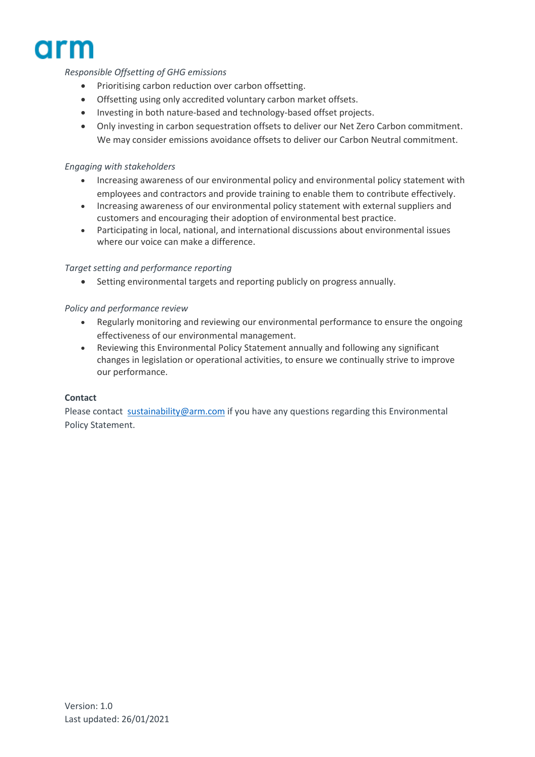*Responsible Offsetting of GHG emissions*

- Prioritising carbon reduction over carbon offsetting.
- Offsetting using only accredited voluntary carbon market offsets.
- Investing in both nature-based and technology-based offset projects.
- Only investing in carbon sequestration offsets to deliver our Net Zero Carbon commitment. We may consider emissions avoidance offsets to deliver our Carbon Neutral commitment.

*Engaging with stakeholders*

- Increasing awareness of our environmental policy and environmental policy statement with employees and contractors and provide training to enable them to contribute effectively.
- Increasing awareness of our environmental policy statement with external suppliers and customers and encouraging their adoption of environmental best practice.
- Participating in local, national, and international discussions about environmental issues where our voice can make a difference.

*Target setting and performance reporting*

- Setting environmental targets and reporting publicly on progress annually.

*Policy and performance review*

- Regularly monitoring and reviewing our environmental performance to ensure the ongoing effectiveness of our environmental management.
- Reviewing this Environmental Policy Statement annually and following any significant changes in legislation or operational activities, to ensure we continually strive to improve our performance.

**Contact**

Please contact sustainability@arm.com if you have any questions regarding this Environmental Policy Statement.

Version: 1.0
Last updated: 26/01/2021